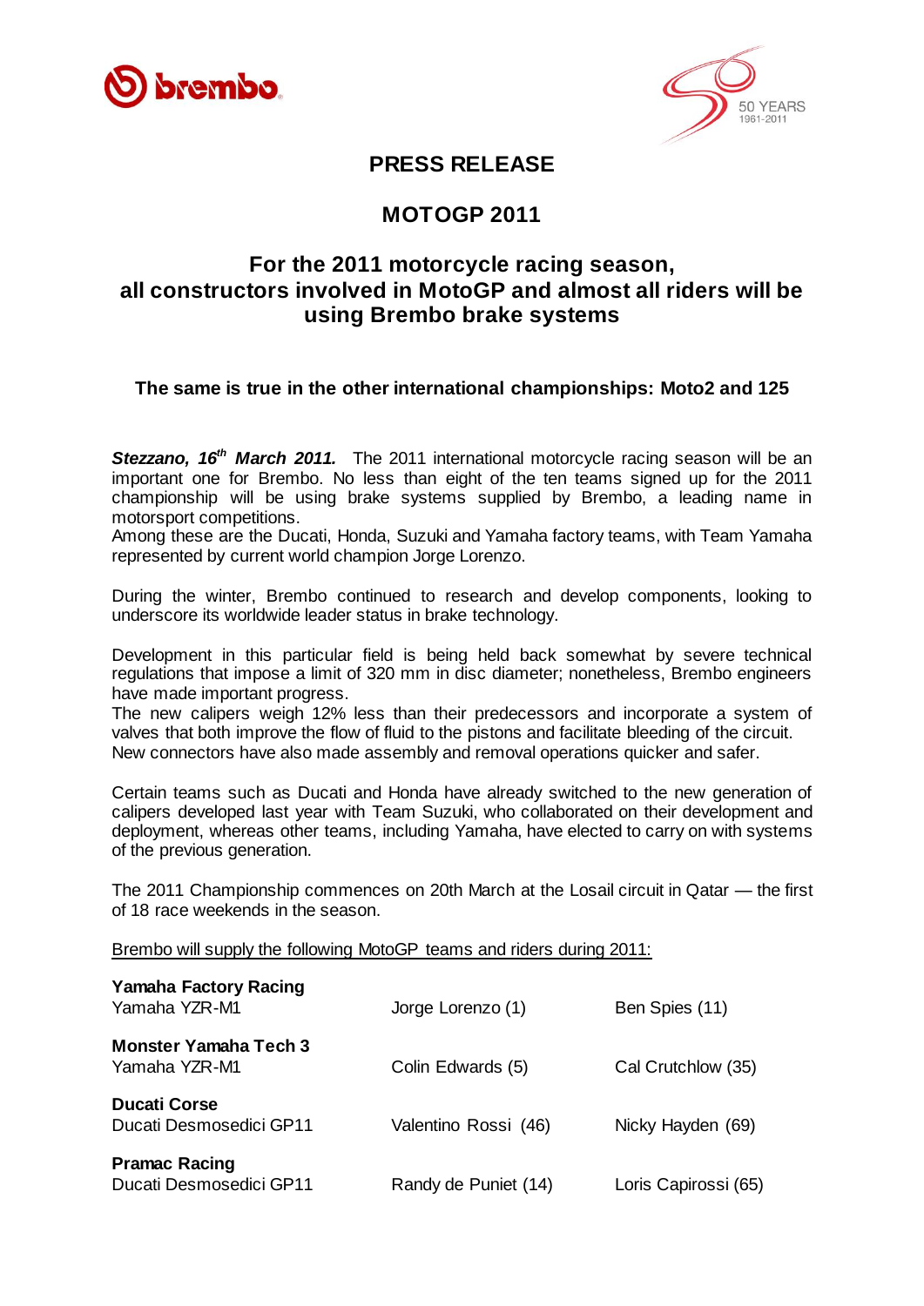# PRESS RELEASE

## MOTOGP 2011

## For the 2011 motorcycle racing season, all constructors involved in MotoGP and almost all riders will be using Brembo brake systems

### The same is true in the other international championships: Moto2 and 125

***Stezzano, 16th March 2011.*** The 2011 international motorcycle racing season will be an important one for Brembo. No less than eight of the ten teams signed up for the 2011 championship will be using brake systems supplied by Brembo, a leading name in motorsport competitions.
Among these are the Ducati, Honda, Suzuki and Yamaha factory teams, with Team Yamaha represented by current world champion Jorge Lorenzo.

During the winter, Brembo continued to research and develop components, looking to underscore its worldwide leader status in brake technology.

Development in this particular field is being held back somewhat by severe technical regulations that impose a limit of 320 mm in disc diameter; nonetheless, Brembo engineers have made important progress.
The new calipers weigh 12% less than their predecessors and incorporate a system of valves that both improve the flow of fluid to the pistons and facilitate bleeding of the circuit.
New connectors have also made assembly and removal operations quicker and safer.

Certain teams such as Ducati and Honda have already switched to the new generation of calipers developed last year with Team Suzuki, who collaborated on their development and deployment, whereas other teams, including Yamaha, have elected to carry on with systems of the previous generation.

The 2011 Championship commences on 20th March at the Losail circuit in Qatar — the first of 18 race weekends in the season.

Brembo will supply the following MotoGP teams and riders during 2011:

| Team | Rider | Rider |
|---|---|---|
| **Yamaha Factory Racing**<br>Yamaha YZR-M1 | Jorge Lorenzo (1) | Ben Spies (11) |
| **Monster Yamaha Tech 3**<br>Yamaha YZR-M1 | Colin Edwards (5) | Cal Crutchlow (35) |
| **Ducati Corse**<br>Ducati Desmosedici GP11 | Valentino Rossi (46) | Nicky Hayden (69) |
| **Pramac Racing**<br>Ducati Desmosedici GP11 | Randy de Puniet (14) | Loris Capirossi (65) |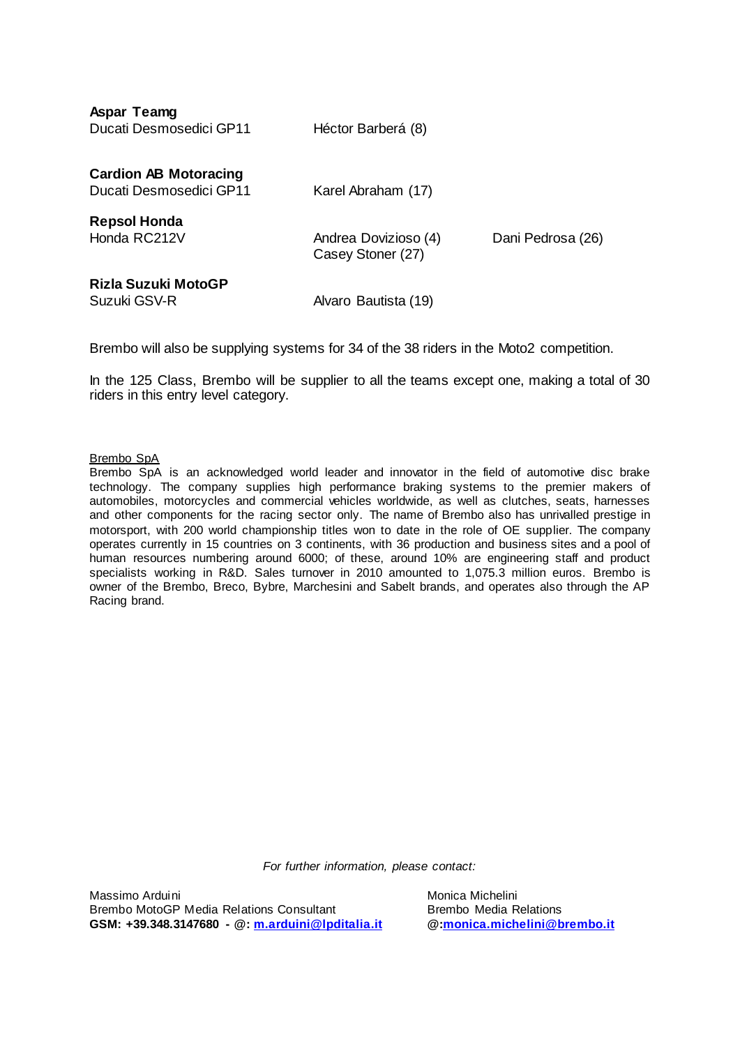**Aspar Teamg**
Ducati Desmosedici GP11 — Héctor Barberá (8)

**Cardion AB Motoracing**
Ducati Desmosedici GP11 — Karel Abraham (17)

**Repsol Honda**
Honda RC212V — Andrea Dovizioso (4), Casey Stoner (27), Dani Pedrosa (26)

**Rizla Suzuki MotoGP**
Suzuki GSV-R — Alvaro Bautista (19)

Brembo will also be supplying systems for 34 of the 38 riders in the Moto2 competition.

In the 125 Class, Brembo will be supplier to all the teams except one, making a total of 30 riders in this entry level category.

Brembo SpA

Brembo SpA is an acknowledged world leader and innovator in the field of automotive disc brake technology. The company supplies high performance braking systems to the premier makers of automobiles, motorcycles and commercial vehicles worldwide, as well as clutches, seats, harnesses and other components for the racing sector only. The name of Brembo also has unrivalled prestige in motorsport, with 200 world championship titles won to date in the role of OE supplier. The company operates currently in 15 countries on 3 continents, with 36 production and business sites and a pool of human resources numbering around 6000; of these, around 10% are engineering staff and product specialists working in R&D. Sales turnover in 2010 amounted to 1,075.3 million euros. Brembo is owner of the Brembo, Breco, Bybre, Marchesini and Sabelt brands, and operates also through the AP Racing brand.

*For further information, please contact:*

Massimo Arduini
Brembo MotoGP Media Relations Consultant
**GSM: +39.348.3147680 - @: m.arduini@lpditalia.it**

Monica Michelini
Brembo Media Relations
**@:monica.michelini@brembo.it**